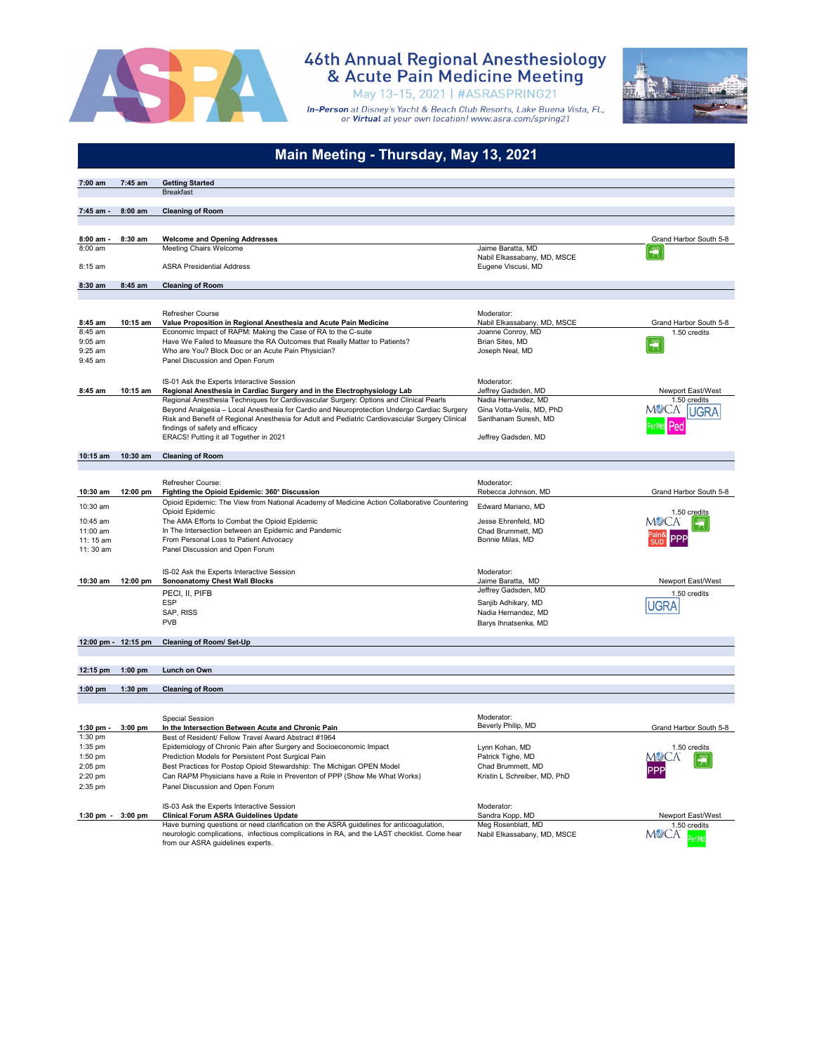# 46th Annual Regional Anesthesiology & Acute Pain Medicine Meeting

May 13-15, 2021 | #ASRASPRING21

*In-Person* at Disney's Yacht & Beach Club Resorts, Lake Buena Vista, FL, or *Virtual* at your own location! www.asra.com/spring21

## Main Meeting - Thursday, May 13, 2021

| Start | End | Session | Speaker | Location / Credits |
|---|---|---|---|---|
| **7:00 am** | **7:45 am** | **Getting Started** | | |
| | | Breakfast | | |
| **7:45 am -** | **8:00 am** | **Cleaning of Room** | | |
| **8:00 am -** | **8:30 am** | **Welcome and Opening Addresses** | | Grand Harbor South 5-8 |
| 8:00 am | | Meeting Chairs Welcome | Jaime Baratta, MD; Nabil Elkassabany, MD, MSCE | |
| 8:15 am | | ASRA Presidential Address | Eugene Viscusi, MD | |
| **8:30 am** | **8:45 am** | **Cleaning of Room** | | |
| | | Refresher Course | Moderator: | |
| **8:45 am** | **10:15 am** | **Value Proposition in Regional Anesthesia and Acute Pain Medicine** | Nabil Elkassabany, MD, MSCE | Grand Harbor South 5-8 |
| 8:45 am | | Economic Impact of RAPM: Making the Case of RA to the C-suite | Joanne Conroy, MD | 1.50 credits |
| 9:05 am | | Have We Failed to Measure the RA Outcomes that Really Matter to Patients? | Brian Sites, MD | |
| 9:25 am | | Who are You? Block Doc or an Acute Pain Physician? | Joseph Neal, MD | |
| 9:45 am | | Panel Discussion and Open Forum | | |
| | | IS-01 Ask the Experts Interactive Session | Moderator: | |
| **8:45 am** | **10:15 am** | **Regional Anesthesia in Cardiac Surgery and in the Electrophysiology Lab** | Jeffrey Gadsden, MD | Newport East/West |
| | | Regional Anesthesia Techniques for Cardiovascular Surgery: Options and Clinical Pearls | Nadia Hernandez, MD | 1.50 credits |
| | | Beyond Analgesia – Local Anesthesia for Cardio and Neuroprotection Undergo Cardiac Surgery | Gina Votta-Velis, MD, PhD | MOCA, UGRA, PeriMed, Ped |
| | | Risk and Benefit of Regional Anesthesia for Adult and Pediatric Cardiovascular Surgery Clinical findings of safety and efficacy | Santhanam Suresh, MD | |
| | | ERACS! Putting it all Together in 2021 | Jeffrey Gadsden, MD | |
| **10:15 am** | **10:30 am** | **Cleaning of Room** | | |
| | | Refresher Course: | Moderator: | |
| **10:30 am** | **12:00 pm** | **Fighting the Opioid Epidemic: 360° Discussion** | Rebecca Johnson, MD | Grand Harbor South 5-8 |
| 10:30 am | | Opioid Epidemic: The View from National Academy of Medicine Action Collaborative Countering Opioid Epidemic | Edward Mariano, MD | 1.50 credits |
| 10:45 am | | The AMA Efforts to Combat the Opioid Epidemic | Jesse Ehrenfeld, MD | MOCA, Pain & SUD, PPP |
| 11:00 am | | In The Intersection between an Epidemic and Pandemic | Chad Brummett, MD | |
| 11: 15 am | | From Personal Loss to Patient Advocacy | Bonnie Milas, MD | |
| 11: 30 am | | Panel Discussion and Open Forum | | |
| | | IS-02 Ask the Experts Interactive Session | Moderator: | |
| **10:30 am** | **12:00 pm** | **Sonoanatomy Chest Wall Blocks** | Jaime Baratta, MD | Newport East/West |
| | | PECI, II, PIFB | Jeffrey Gadsden, MD | 1.50 credits |
| | | ESP | Sanjib Adhikary, MD | UGRA |
| | | SAP, RISS | Nadia Hernandez, MD | |
| | | PVB | Barys Ihnatsenka, MD | |
| **12:00 pm -** | **12:15 pm** | **Cleaning of Room/ Set-Up** | | |
| **12:15 pm** | **1:00 pm** | **Lunch on Own** | | |
| **1:00 pm** | **1:30 pm** | **Cleaning of Room** | | |
| | | Special Session | Moderator: | |
| **1:30 pm -** | **3:00 pm** | **In the Intersection Between Acute and Chronic Pain** | Beverly Philip, MD | Grand Harbor South 5-8 |
| 1:30 pm | | Best of Resident/ Fellow Travel Award Abstract #1964 | | |
| 1:35 pm | | Epidemiology of Chronic Pain after Surgery and Socioeconomic Impact | Lynn Kohan, MD | 1.50 credits |
| 1:50 pm | | Prediction Models for Persistent Post Surgical Pain | Patrick Tighe, MD | MOCA, PPP |
| 2:05 pm | | Best Practices for Postop Opioid Stewardship: The Michigan OPEN Model | Chad Brummett, MD | |
| 2:20 pm | | Can RAPM Physicians have a Role in Preventon of PPP (Show Me What Works) | Kristin L Schreiber, MD, PhD | |
| 2:35 pm | | Panel Discussion and Open Forum | | |
| | | IS-03 Ask the Experts Interactive Session | Moderator: | |
| **1:30 pm -** | **3:00 pm** | **Clinical Forum ASRA Guidelines Update** | Sandra Kopp, MD | Newport East/West |
| | | Have burning questions or need clarification on the ASRA guidelines for anticoagulation, neurologic complications, infectious complications in RA, and the LAST checklist. Come hear from our ASRA guidelines experts. | Meg Rosenblatt, MD; Nabil Elkassabany, MD, MSCE | 1.50 credits; MOCA, PeriMed |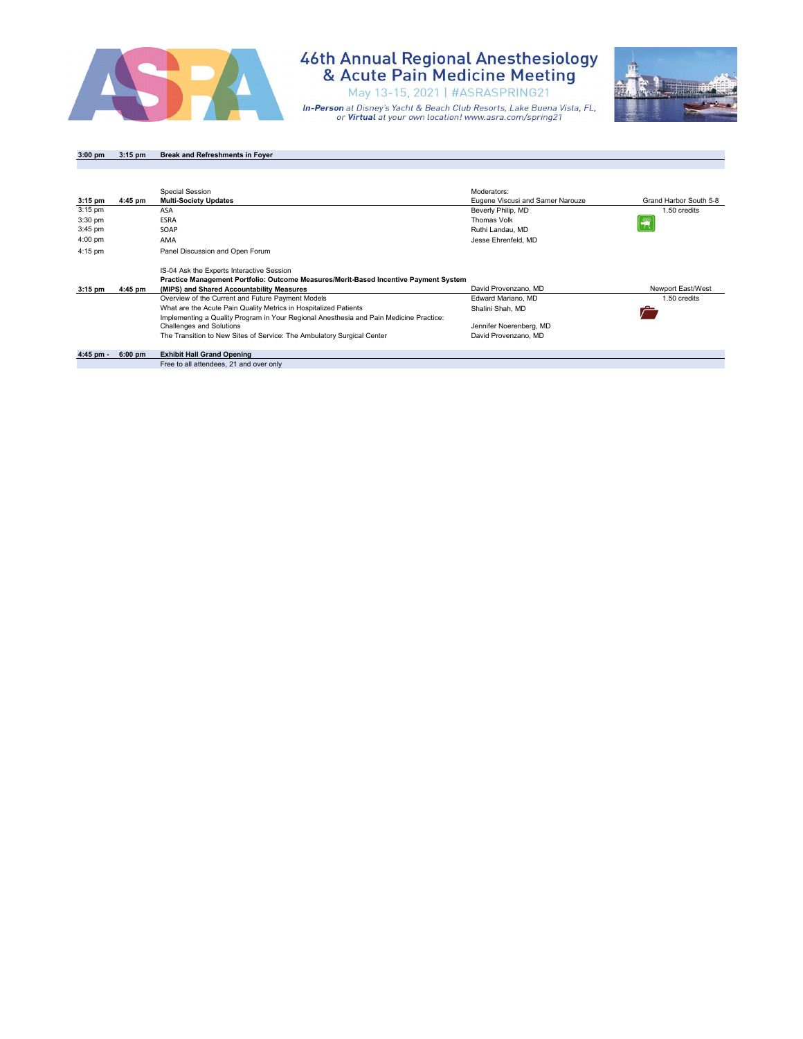| Start | End | Session | Speaker/Moderator | Location/Credits |
|---|---|---|---|---|
| **3:00 pm** | **3:15 pm** | **Break and Refreshments in Foyer** | | |
| | | Special Session | Moderators: | |
| **3:15 pm** | **4:45 pm** | **Multi-Society Updates** | Eugene Viscusi and Samer Narouze | Grand Harbor South 5-8 |
| 3:15 pm | | ASA | Beverly Philip, MD | 1.50 credits |
| 3:30 pm | | ESRA | Thomas Volk | |
| 3:45 pm | | SOAP | Ruthi Landau, MD | |
| 4:00 pm | | AMA | Jesse Ehrenfeld, MD | |
| 4:15 pm | | Panel Discussion and Open Forum | | |
| | | IS-04 Ask the Experts Interactive Session | | |
| **3:15 pm** | **4:45 pm** | **Practice Management Portfolio: Outcome Measures/Merit-Based Incentive Payment System (MIPS) and Shared Accountability Measures** | David Provenzano, MD | Newport East/West |
| | | Overview of the Current and Future Payment Models | Edward Mariano, MD | 1.50 credits |
| | | What are the Acute Pain Quality Metrics in Hospitalized Patients | Shalini Shah, MD | |
| | | Implementing a Quality Program in Your Regional Anesthesia and Pain Medicine Practice: Challenges and Solutions | Jennifer Noerenberg, MD | |
| | | The Transition to New Sites of Service: The Ambulatory Surgical Center | David Provenzano, MD | |
| **4:45 pm -** | **6:00 pm** | **Exhibit Hall Grand Opening** | | |
| | | Free to all attendees, 21 and over only | | |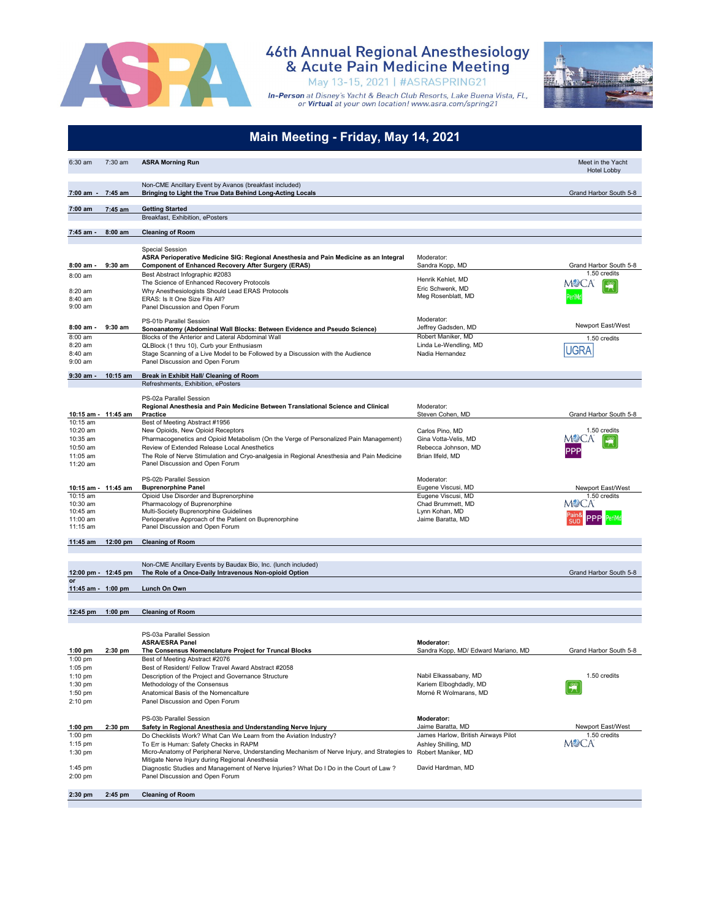# 46th Annual Regional Anesthesiology & Acute Pain Medicine Meeting

May 13-15, 2021 | #ASRASPRING21

*In-Person* at Disney's Yacht & Beach Club Resorts, Lake Buena Vista, FL, or *Virtual* at your own location! www.asra.com/spring21

## Main Meeting - Friday, May 14, 2021

| Start | End | Session | Speaker / Moderator | Location / Credits |
|---|---|---|---|---|
| 6:30 am | 7:30 am | **ASRA Morning Run** | | Meet in the Yacht Hotel Lobby |
| 7:00 am - | 7:45 am | Non-CME Ancillary Event by Avanos (breakfast included)<br>**Bringing to Light the True Data Behind Long-Acting Locals** | | Grand Harbor South 5-8 |
| 7:00 am | 7:45 am | **Getting Started**<br>Breakfast, Exhibition, ePosters | | |
| 7:45 am - | 8:00 am | **Cleaning of Room** | | |
| 8:00 am - | 9:30 am | Special Session<br>**ASRA Perioperative Medicine SIG: Regional Anesthesia and Pain Medicine as an Integral Component of Enhanced Recovery After Surgery (ERAS)** | Moderator:<br>Sandra Kopp, MD | Grand Harbor South 5-8<br>1.50 credits<br>MOCA, PeriMd |
| 8:00 am | | Best Abstract Infographic #2083 | | |
| | | The Science of Enhanced Recovery Protocols | Henrik Kehlet, MD | |
| 8:20 am | | Why Anesthesiologists Should Lead ERAS Protocols | Eric Schwenk, MD | |
| 8:40 am | | ERAS: Is It One Size Fits All? | Meg Rosenblatt, MD | |
| 9:00 am | | Panel Discussion and Open Forum | | |
| 8:00 am - | 9:30 am | PS-01b Parallel Session<br>**Sonoanatomy (Abdominal Wall Blocks: Between Evidence and Pseudo Science)** | Moderator:<br>Jeffrey Gadsden, MD | Newport East/West<br>1.50 credits<br>UGRA |
| 8:00 am | | Blocks of the Anterior and Lateral Abdominal Wall | Robert Maniker, MD | |
| 8:20 am | | QLBlock (1 thru 10), Curb your Enthusiasm | Linda Le-Wendling, MD | |
| 8:40 am | | Stage Scanning of a Live Model to be Followed by a Discussion with the Audience | Nadia Hernandez | |
| 9:00 am | | Panel Discussion and Open Forum | | |
| 9:30 am - | 10:15 am | **Break in Exhibit Hall/ Cleaning of Room**<br>Refreshments, Exhibition, ePosters | | |
| 10:15 am - | 11:45 am | PS-02a Parallel Session<br>**Regional Anesthesia and Pain Medicine Between Translational Science and Clinical Practice** | Moderator:<br>Steven Cohen, MD | Grand Harbor South 5-8<br>1.50 credits<br>MOCA, PPP |
| 10:15 am | | Best of Meeting Abstract #1956 | | |
| 10:20 am | | New Opioids, New Opioid Receptors | Carlos Pino, MD | |
| 10:35 am | | Pharmacogenetics and Opioid Metabolism (On the Verge of Personalized Pain Management) | Gina Votta-Velis, MD | |
| 10:50 am | | Review of Extended Release Local Anesthetics | Rebecca Johnson, MD | |
| 11:05 am | | The Role of Nerve Stimulation and Cryo-analgesia in Regional Anesthesia and Pain Medicine | Brian Ilfeld, MD | |
| 11:20 am | | Panel Discussion and Open Forum | | |
| 10:15 am - | 11:45 am | PS-02b Parallel Session<br>**Buprenorphine Panel** | Moderator:<br>Eugene Viscusi, MD | Newport East/West<br>1.50 credits<br>MOCA, Pain& SUD, PPP, PeriMd |
| 10:15 am | | Opioid Use Disorder and Buprenorphine | Eugene Viscusi, MD | |
| 10:30 am | | Pharmacology of Buprenorphine | Chad Brummett, MD | |
| 10:45 am | | Multi-Society Buprenorphine Guidelines | Lynn Kohan, MD | |
| 11:00 am | | Perioperative Approach of the Patient on Buprenorphine | Jaime Baratta, MD | |
| 11:15 am | | Panel Discussion and Open Forum | | |
| 11:45 am | 12:00 pm | **Cleaning of Room** | | |
| 12:00 pm - | 12:45 pm | Non-CME Ancillary Events by Baudax Bio, Inc. (lunch included)<br>**The Role of a Once-Daily Intravenous Non-opioid Option** | | Grand Harbor South 5-8 |
| or<br>11:45 am - | 1:00 pm | **Lunch On Own** | | |
| 12:45 pm | 1:00 pm | **Cleaning of Room** | | |
| 1:00 pm | 2:30 pm | PS-03a Parallel Session<br>**ASRA/ESRA Panel**<br>**The Consensus Nomenclature Project for Truncal Blocks** | **Moderator:**<br>Sandra Kopp, MD/ Edward Mariano, MD | Grand Harbor South 5-8<br>1.50 credits |
| 1:00 pm | | Best of Meeting Abstract #2076 | | |
| 1:05 pm | | Best of Resident/ Fellow Travel Award Abstract #2058 | | |
| 1:10 pm | | Description of the Project and Governance Structure | Nabil Elkassabany, MD | |
| 1:30 pm | | Methodology of the Consensus | Kariem Elboghdadly, MD | |
| 1:50 pm | | Anatomical Basis of the Nomenculture | Morné R Wolmarans, MD | |
| 2:10 pm | | Panel Discussion and Open Forum | | |
| 1:00 pm | 2:30 pm | PS-03b Parallel Session<br>**Safety in Regional Anesthesia and Understanding Nerve Injury** | **Moderator:**<br>Jaime Baratta, MD | Newport East/West<br>1.50 credits<br>MOCA |
| 1:00 pm | | Do Checklists Work? What Can We Learn from the Aviation Industry? | James Harlow, British Airways Pilot | |
| 1:15 pm | | To Err is Human: Safety Checks in RAPM | Ashley Shilling, MD | |
| 1:30 pm | | Micro-Anatomy of Peripheral Nerve, Understanding Mechanism of Nerve Injury, and Strategies to Mitigate Nerve Injury during Regional Anesthesia | Robert Maniker, MD | |
| 1:45 pm | | Diagnostic Studies and Management of Nerve Injuries? What Do I Do in the Court of Law ? | David Hardman, MD | |
| 2:00 pm | | Panel Discussion and Open Forum | | |
| 2:30 pm | 2:45 pm | **Cleaning of Room** | | |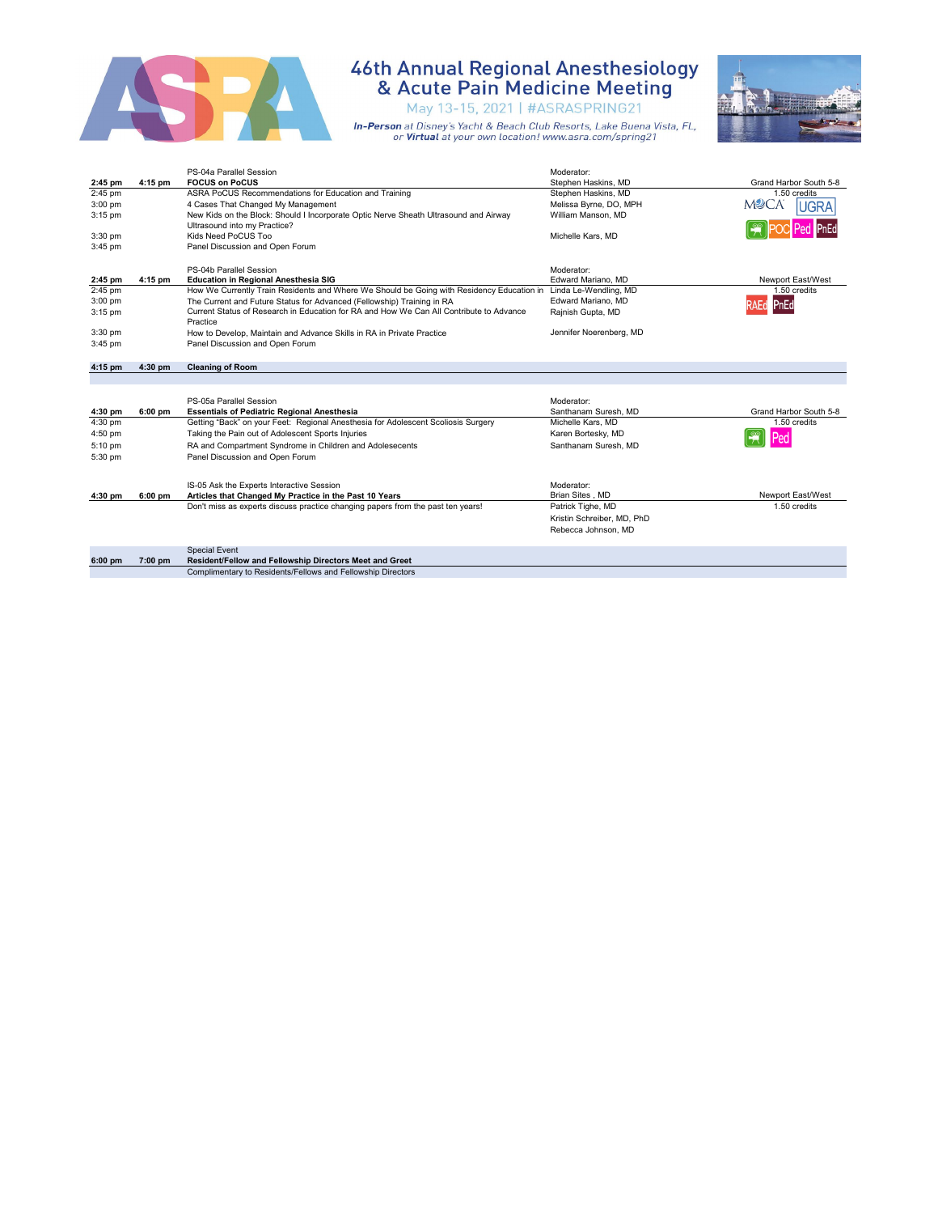# 46th Annual Regional Anesthesiology & Acute Pain Medicine Meeting

May 13-15, 2021 | #ASRASPRING21

***In-Person*** *at Disney's Yacht & Beach Club Resorts, Lake Buena Vista, FL,*
*or* ***Virtual*** *at your own location! www.asra.com/spring21*

| Start | End | Session | Speaker | Location / Credits |
|---|---|---|---|---|
| | | PS-04a Parallel Session | Moderator: | |
| **2:45 pm** | **4:15 pm** | **FOCUS on PoCUS** | Stephen Haskins, MD | Grand Harbor South 5-8 |
| 2:45 pm | | ASRA PoCUS Recommendations for Education and Training | Stephen Haskins, MD | 1.50 credits |
| 3:00 pm | | 4 Cases That Changed My Management | Melissa Byrne, DO, MPH | MOCA UGRA |
| 3:15 pm | | New Kids on the Block: Should I Incorporate Optic Nerve Sheath Ultrasound and Airway Ultrasound into my Practice? | William Manson, MD | POC Ped PnEd |
| 3:30 pm | | Kids Need PoCUS Too | Michelle Kars, MD | |
| 3:45 pm | | Panel Discussion and Open Forum | | |
| | | PS-04b Parallel Session | Moderator: | |
| **2:45 pm** | **4:15 pm** | **Education in Regional Anesthesia SIG** | Edward Mariano, MD | Newport East/West |
| 2:45 pm | | How We Currently Train Residents and Where We Should be Going with Residency Education in | Linda Le-Wendling, MD | 1.50 credits |
| 3:00 pm | | The Current and Future Status for Advanced (Fellowship) Training in RA | Edward Mariano, MD | RAEd PnEd |
| 3:15 pm | | Current Status of Research in Education for RA and How We Can All Contribute to Advance Practice | Rajnish Gupta, MD | |
| 3:30 pm | | How to Develop, Maintain and Advance Skills in RA in Private Practice | Jennifer Noerenberg, MD | |
| 3:45 pm | | Panel Discussion and Open Forum | | |
| **4:15 pm** | **4:30 pm** | **Cleaning of Room** | | |
| | | PS-05a Parallel Session | Moderator: | |
| **4:30 pm** | **6:00 pm** | **Essentials of Pediatric Regional Anesthesia** | Santhanam Suresh, MD | Grand Harbor South 5-8 |
| 4:30 pm | | Getting "Back" on your Feet: Regional Anesthesia for Adolescent Scoliosis Surgery | Michelle Kars, MD | 1.50 credits |
| 4:50 pm | | Taking the Pain out of Adolescent Sports Injuries | Karen Bortesky, MD | Ped |
| 5:10 pm | | RA and Compartment Syndrome in Children and Adolesecents | Santhanam Suresh, MD | |
| 5:30 pm | | Panel Discussion and Open Forum | | |
| | | IS-05 Ask the Experts Interactive Session | Moderator: | |
| **4:30 pm** | **6:00 pm** | **Articles that Changed My Practice in the Past 10 Years** | Brian Sites , MD | Newport East/West |
| | | Don't miss as experts discuss practice changing papers from the past ten years! | Patrick Tighe, MD | 1.50 credits |
| | | | Kristin Schreiber, MD, PhD | |
| | | | Rebecca Johnson, MD | |
| | | Special Event | | |
| **6:00 pm** | **7:00 pm** | **Resident/Fellow and Fellowship Directors Meet and Greet** | | |
| | | Complimentary to Residents/Fellows and Fellowship Directors | | |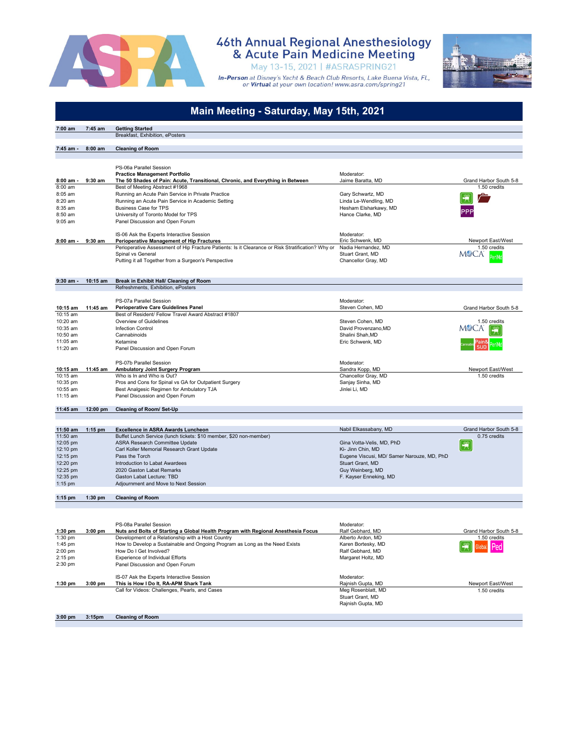# 46th Annual Regional Anesthesiology & Acute Pain Medicine Meeting

May 13-15, 2021 | #ASRASPRING21

***In-Person*** at Disney's Yacht & Beach Club Resorts, Lake Buena Vista, FL, or ***Virtual*** at your own location! www.asra.com/spring21

## Main Meeting - Saturday, May 15th, 2021

| Start | End | Session | Speaker/Moderator | Location/Credits |
|---|---|---|---|---|
| **7:00 am** | **7:45 am** | **Getting Started** | | |
| | | Breakfast, Exhibition, ePosters | | |
| **7:45 am -** | **8:00 am** | **Cleaning of Room** | | |
| | | PS-06a Parallel Session | | |
| | | **Practice Management Portfolio** | Moderator: | |
| **8:00 am -** | **9:30 am** | **The 50 Shades of Pain: Acute, Transitional, Chronic, and Everything in Between** | Jaime Baratta, MD | Grand Harbor South 5-8 |
| 8:00 am | | Best of Meeting Abstract #1968 | | 1.50 credits |
| 8:05 am | | Running an Acute Pain Service in Private Practice | Gary Schwartz, MD | |
| 8:20 am | | Running an Acute Pain Service in Academic Setting | Linda Le-Wendling, MD | |
| 8:35 am | | Business Case for TPS | Hesham Elsharkawy, MD | PPP |
| 8:50 am | | University of Toronto Model for TPS | Hance Clarke, MD | |
| 9:05 am | | Panel Discussion and Open Forum | | |
| | | IS-06 Ask the Experts Interactive Session | Moderator: | |
| **8:00 am -** | **9:30 am** | **Perioperative Management of Hip Fractures** | Eric Schwenk, MD | Newport East/West |
| | | Perioperative Assessment of Hip Fracture Patients: Is it Clearance or Risk Stratification? Why or | Nadia Hernandez, MD | 1.50 credits |
| | | Spinal vs General | Stuart Grant, MD | MOCA PeriMd |
| | | Putting it all Together from a Surgeon's Perspective | Chancellor Gray, MD | |
| **9:30 am -** | **10:15 am** | **Break in Exhibit Hall/ Cleaning of Room** | | |
| | | Refreshments, Exhibition, ePosters | | |
| | | PS-07a Parallel Session | Moderator: | |
| **10:15 am** | **11:45 am** | **Perioperative Care Guidelines Panel** | Steven Cohen, MD | Grand Harbor South 5-8 |
| 10:15 am | | Best of Resident/ Fellow Travel Award Abstract #1807 | | |
| 10:20 am | | Overview of Guidelines | Steven Cohen, MD | 1.50 credits |
| 10:35 am | | Infection Control | David Provenzano,MD | MOCA |
| 10:50 am | | Cannabinoids | Shalini Shah,MD | |
| 11:05 am | | Ketamine | Eric Schwenk, MD | Cannabis Pain& SUD PeriMd |
| 11:20 am | | Panel Discussion and Open Forum | | |
| | | PS-07b Parallel Session | Moderator: | |
| **10:15 am** | **11:45 am** | **Ambulatory Joint Surgery Program** | Sandra Kopp, MD | Newport East/West |
| 10:15 am | | Who is In and Who is Out? | Chancellor Gray, MD | 1.50 credits |
| 10:35 pm | | Pros and Cons for Spinal vs GA for Outpatient Surgery | Sanjay Sinha, MD | |
| 10:55 am | | Best Analgesic Regimen for Ambulatory TJA | Jinlei Li, MD | |
| 11:15 am | | Panel Discussion and Open Forum | | |
| **11:45 am** | **12:00 pm** | **Cleaning of Room/ Set-Up** | | |
| **11:50 am** | **1:15 pm** | **Excellence in ASRA Awards Luncheon** | Nabil Elkassabany, MD | Grand Harbor South 5-8 |
| 11:50 am | | Buffet Lunch Service (lunch tickets: $10 member, $20 non-member) | | 0.75 credits |
| 12:05 pm | | ASRA Research Committee Update | Gina Votta-Velis, MD, PhD | |
| 12:10 pm | | Carl Koller Memorial Research Grant Update | Ki- Jinn Chin, MD | |
| 12:15 pm | | Pass the Torch | Eugene Viscusi, MD/ Samer Narouze, MD, PhD | |
| 12:20 pm | | Introduction to Labat Awardees | Stuart Grant, MD | |
| 12:25 pm | | 2020 Gaston Labat Remarks | Guy Weinberg, MD | |
| 12:35 pm | | Gaston Labat Lecture: TBD | F. Kayser Enneking, MD | |
| 1:15 pm | | Adjournment and Move to Next Session | | |
| **1:15 pm** | **1:30 pm** | **Cleaning of Room** | | |
| | | PS-08a Parallel Session | Moderator: | |
| **1:30 pm** | **3:00 pm** | **Nuts and Bolts of Starting a Global Health Program with Regional Anesthesia Focus** | Ralf Gebhard, MD | Grand Harbor South 5-8 |
| 1:30 pm | | Development of a Relationship with a Host Country | Alberto Ardon, MD | 1.50 credits |
| 1:45 pm | | How to Develop a Sustainable and Ongoing Program as Long as the Need Exists | Karen Bortesky, MD | Global Ped |
| 2:00 pm | | How Do I Get Involved? | Ralf Gebhard, MD | |
| 2:15 pm | | Experience of Individual Efforts | Margaret Holtz, MD | |
| 2:30 pm | | Panel Discussion and Open Forum | | |
| | | IS-07 Ask the Experts Interactive Session | Moderator: | |
| **1:30 pm** | **3:00 pm** | **This is How I Do It, RA-APM Shark Tank** | Rajnish Gupta, MD | Newport East/West |
| | | Call for Videos: Challenges, Pearls, and Cases | Meg Rosenblatt, MD | 1.50 credits |
| | | | Stuart Grant, MD | |
| | | | Rajnish Gupta, MD | |
| **3:00 pm** | **3:15pm** | **Cleaning of Room** | | |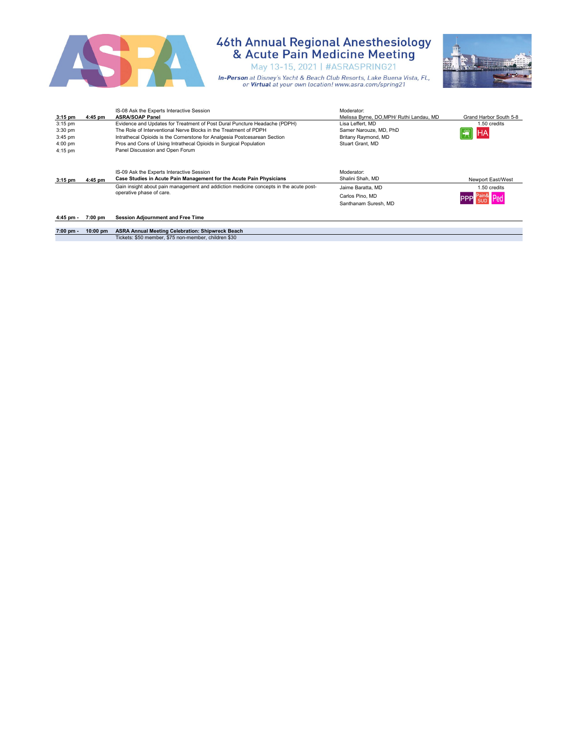# 46th Annual Regional Anesthesiology & Acute Pain Medicine Meeting

May 13-15, 2021 | #ASRASPRING21

***In-Person*** *at Disney's Yacht & Beach Club Resorts, Lake Buena Vista, FL, or* ***Virtual*** *at your own location! www.asra.com/spring21*

| | | | | |
|---|---|---|---|---|
| **3:15 pm** | **4:45 pm** | IS-08 Ask the Experts Interactive Session<br>**ASRA/SOAP Panel** | Moderator:<br>Melissa Byrne, DO,MPH/ Ruthi Landau, MD | Grand Harbor South 5-8 |
| 3:15 pm | | Evidence and Updates for Treatment of Post Dural Puncture Headache (PDPH) | Lisa Leffert, MD | 1.50 credits |
| 3:30 pm | | The Role of Interventional Nerve Blocks in the Treatment of PDPH | Samer Narouze, MD, PhD | HA |
| 3:45 pm | | Intrathecal Opioids is the Cornerstone for Analgesia Postcesarean Section | Britany Raymond, MD | |
| 4:00 pm | | Pros and Cons of Using Intrathecal Opioids in Surgical Population | Stuart Grant, MD | |
| 4:15 pm | | Panel Discussion and Open Forum | | |
| **3:15 pm** | **4:45 pm** | IS-09 Ask the Experts Interactive Session<br>**Case Studies in Acute Pain Management for the Acute Pain Physicians** | Moderator:<br>Shalini Shah, MD | Newport East/West |
| | | Gain insight about pain management and addiction medicine concepts in the acute post-operative phase of care. | Jaime Baratta, MD<br>Carlos Pino, MD<br>Santhanam Suresh, MD | 1.50 credits<br>PPP Pain& SUD Ped |
| **4:45 pm -** | **7:00 pm** | **Session Adjournment and Free Time** | | |
| **7:00 pm -** | **10:00 pm** | **ASRA Annual Meeting Celebration: Shipwreck Beach**<br>Tickets: $50 member, $75 non-member, children $30 | | |